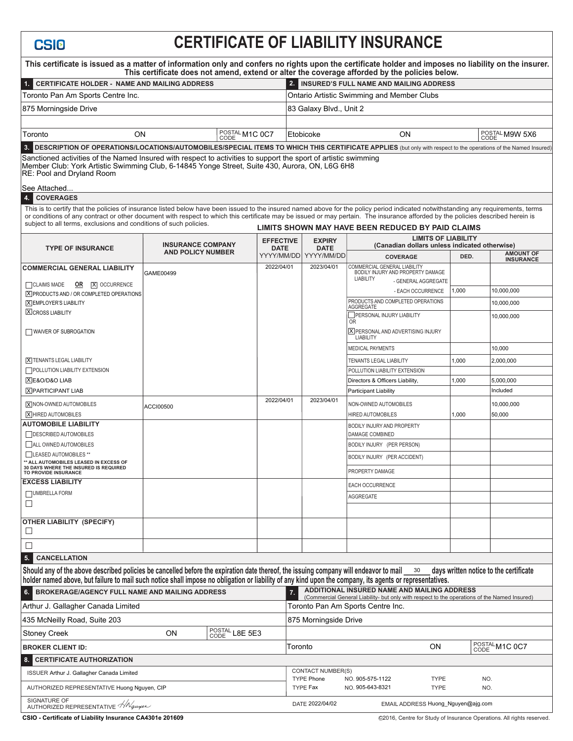# CERTIFICATE OF LIABILITY INSURANCE

CSIO

**This certificate is issued as a matter of information only and confers no rights upon the certificate holder and imposes no liability on the insurer. This certificate does not amend, extend or alter the coverage afforded by the policies below.**

| 1. CERTIFICATE HOLDER - NAME AND MAILING ADDRESS | 2. INSURED'S FULL NAME AND MAILING ADDRESS |
|---|---|
| Toronto Pan Am Sports Centre Inc. | Ontario Artistic Swimming and Member Clubs |
| 875 Morningside Drive | 83 Galaxy Blvd., Unit 2 |
| Toronto ON POSTAL CODE M1C 0C7 | Etobicoke ON POSTAL CODE M9W 5X6 |

**3. DESCRIPTION OF OPERATIONS/LOCATIONS/AUTOMOBILES/SPECIAL ITEMS TO WHICH THIS CERTIFICATE APPLIES** (but only with respect to the operations of the Named Insured)

Sanctioned activities of the Named Insured with respect to activities to support the sport of artistic swimming
Member Club: York Artistic Swimming Club, 6-14845 Yonge Street, Suite 430, Aurora, ON, L6G 6H8
RE: Pool and Dryland Room

See Attached...

**4. COVERAGES**

This is to certify that the policies of insurance listed below have been issued to the insured named above for the policy period indicated notwithstanding any requirements, terms or conditions of any contract or other document with respect to which this certificate may be issued or may pertain. The insurance afforded by the policies described herein is subject to all terms, exclusions and conditions of such policies.

**LIMITS SHOWN MAY HAVE BEEN REDUCED BY PAID CLAIMS**

| TYPE OF INSURANCE | INSURANCE COMPANY AND POLICY NUMBER | EFFECTIVE DATE YYYY/MM/DD | EXPIRY DATE YYYY/MM/DD | LIMITS OF LIABILITY (Canadian dollars unless indicated otherwise) COVERAGE | DED. | AMOUNT OF INSURANCE |
|---|---|---|---|---|---|---|
| **COMMERCIAL GENERAL LIABILITY** | GAME00499 | 2022/04/01 | 2023/04/01 | COMMERCIAL GENERAL LIABILITY BODILY INJURY AND PROPERTY DAMAGE LIABILITY - GENERAL AGGREGATE | | |
| ☐ CLAIMS MADE **OR** ☒ OCCURRENCE | | | | - EACH OCCURRENCE | 1,000 | 10,000,000 |
| ☒ PRODUCTS AND / OR COMPLETED OPERATIONS | | | | PRODUCTS AND COMPLETED OPERATIONS AGGREGATE | | 10,000,000 |
| ☒ EMPLOYER'S LIABILITY | | | | ☐ PERSONAL INJURY LIABILITY OR | | 10,000,000 |
| ☒ CROSS LIABILITY | | | | ☒ PERSONAL AND ADVERTISING INJURY LIABILITY | | |
| ☐ WAIVER OF SUBROGATION | | | | MEDICAL PAYMENTS | | 10,000 |
| ☒ TENANTS LEGAL LIABILITY | | | | TENANTS LEGAL LIABILITY | 1,000 | 2,000,000 |
| ☐ POLLUTION LIABILITY EXTENSION | | | | POLLUTION LIABILITY EXTENSION | | |
| ☒ E&O/D&O LIAB | | | | Directors & Officers Liability, | 1,000 | 5,000,000 |
| ☒ PARTICIPANT LIAB | | | | Participant Liability | | Included |
| ☒ NON-OWNED AUTOMOBILES | ACCI00500 | 2022/04/01 | 2023/04/01 | NON-OWNED AUTOMOBILES | | 10,000,000 |
| ☒ HIRED AUTOMOBILES | | | | HIRED AUTOMOBILES | 1,000 | 50,000 |
| **AUTOMOBILE LIABILITY** | | | | BODILY INJURY AND PROPERTY DAMAGE COMBINED | | |
| ☐ DESCRIBED AUTOMOBILES | | | | | | |
| ☐ ALL OWNED AUTOMOBILES | | | | BODILY INJURY (PER PERSON) | | |
| ☐ LEASED AUTOMOBILES ** | | | | BODILY INJURY (PER ACCIDENT) | | |
| ** ALL AUTOMOBILES LEASED IN EXCESS OF 30 DAYS WHERE THE INSURED IS REQUIRED TO PROVIDE INSURANCE | | | | PROPERTY DAMAGE | | |
| **EXCESS LIABILITY** | | | | EACH OCCURRENCE | | |
| ☐ UMBRELLA FORM | | | | AGGREGATE | | |
| ☐ | | | | | | |
| **OTHER LIABILITY (SPECIFY)** | | | | | | |
| ☐ | | | | | | |
| ☐ | | | | | | |

**5. CANCELLATION**

**Should any of the above described policies be cancelled before the expiration date thereof, the issuing company will endeavor to mail 30 days written notice to the certificate holder named above, but failure to mail such notice shall impose no obligation or liability of any kind upon the company, its agents or representatives.**

| 6. BROKERAGE/AGENCY FULL NAME AND MAILING ADDRESS | 7. ADDITIONAL INSURED NAME AND MAILING ADDRESS (Commercial General Liability- but only with respect to the operations of the Named Insured) |
|---|---|
| Arthur J. Gallagher Canada Limited | Toronto Pan Am Sports Centre Inc. |
| 435 McNeilly Road, Suite 203 | 875 Morningside Drive |
| Stoney Creek ON POSTAL CODE L8E 5E3 | |
| BROKER CLIENT ID: | Toronto ON POSTAL CODE M1C 0C7 |

**8. CERTIFICATE AUTHORIZATION**

| | |
|---|---|
| ISSUER Arthur J. Gallagher Canada Limited | CONTACT NUMBER(S) TYPE Phone NO. 905-575-1122 TYPE NO. |
| AUTHORIZED REPRESENTATIVE Huong Nguyen, CIP | TYPE Fax NO. 905-643-8321 TYPE NO. |
| SIGNATURE OF AUTHORIZED REPRESENTATIVE H Nguyen | DATE 2022/04/02 EMAIL ADDRESS Huong_Nguyen@ajg.com |

CSIO - Certificate of Liability Insurance CA4301e 201609

©2016, Centre for Study of Insurance Operations. All rights reserved.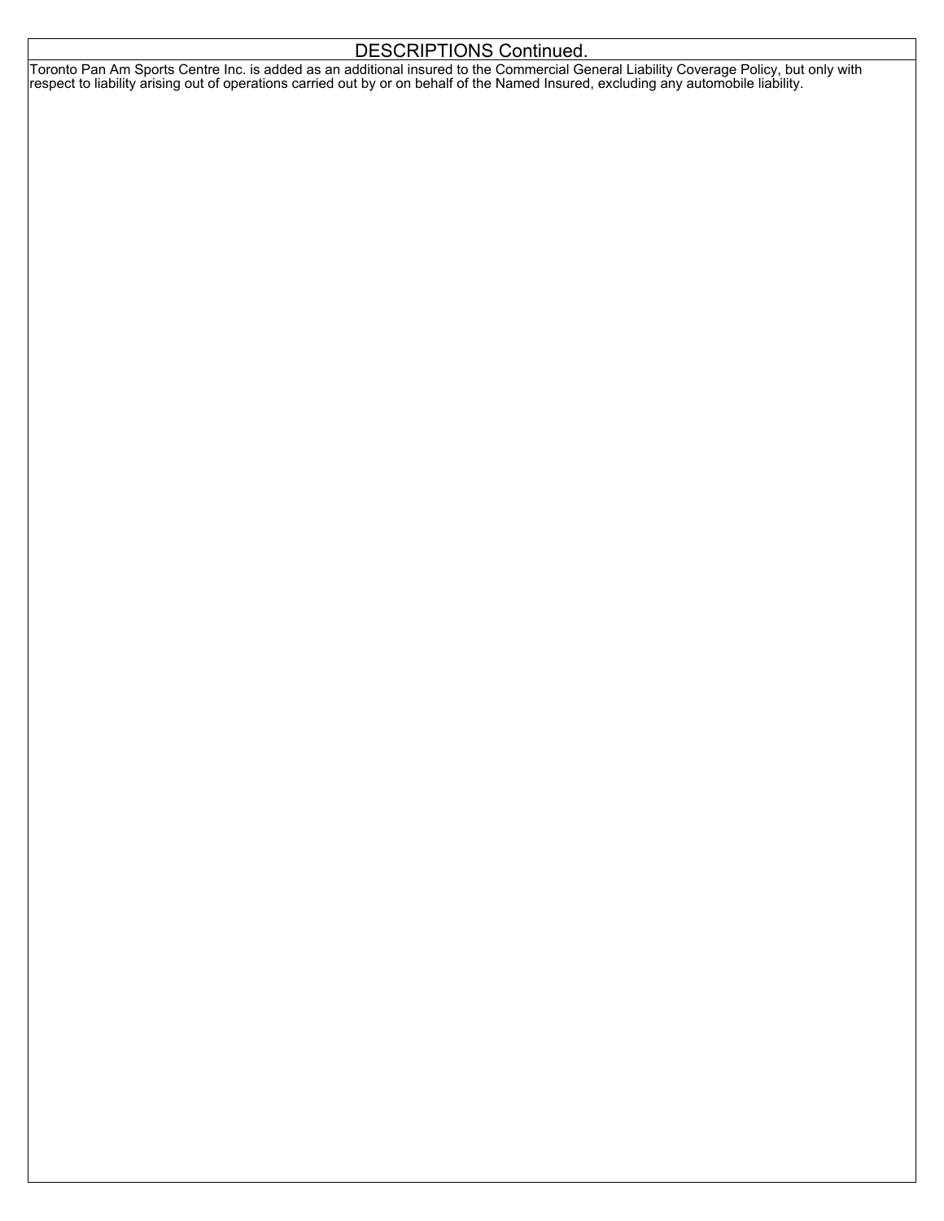## DESCRIPTIONS Continued.

Toronto Pan Am Sports Centre Inc. is added as an additional insured to the Commercial General Liability Coverage Policy, but only with respect to liability arising out of operations carried out by or on behalf of the Named Insured, excluding any automobile liability.